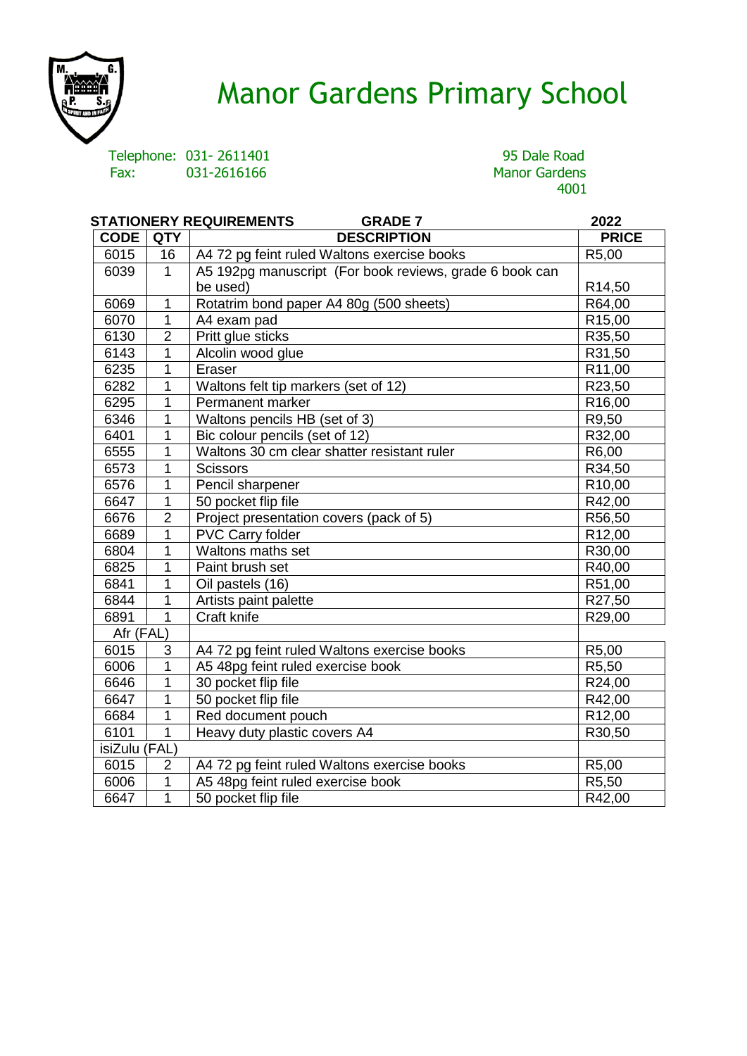# Manor Gardens Primary School

Telephone: 031- 2611401
Fax: 031-2616166

95 Dale Road
Manor Gardens
4001

**STATIONERY REQUIREMENTS GRADE 7 2022**

| CODE | QTY | DESCRIPTION | PRICE |
|---|---|---|---|
| 6015 | 16 | A4 72 pg feint ruled Waltons exercise books | R5,00 |
| 6039 | 1 | A5 192pg manuscript (For book reviews, grade 6 book can be used) | R14,50 |
| 6069 | 1 | Rotatrim bond paper A4 80g (500 sheets) | R64,00 |
| 6070 | 1 | A4 exam pad | R15,00 |
| 6130 | 2 | Pritt glue sticks | R35,50 |
| 6143 | 1 | Alcolin wood glue | R31,50 |
| 6235 | 1 | Eraser | R11,00 |
| 6282 | 1 | Waltons felt tip markers (set of 12) | R23,50 |
| 6295 | 1 | Permanent marker | R16,00 |
| 6346 | 1 | Waltons pencils HB (set of 3) | R9,50 |
| 6401 | 1 | Bic colour pencils (set of 12) | R32,00 |
| 6555 | 1 | Waltons 30 cm clear shatter resistant ruler | R6,00 |
| 6573 | 1 | Scissors | R34,50 |
| 6576 | 1 | Pencil sharpener | R10,00 |
| 6647 | 1 | 50 pocket flip file | R42,00 |
| 6676 | 2 | Project presentation covers (pack of 5) | R56,50 |
| 6689 | 1 | PVC Carry folder | R12,00 |
| 6804 | 1 | Waltons maths set | R30,00 |
| 6825 | 1 | Paint brush set | R40,00 |
| 6841 | 1 | Oil pastels (16) | R51,00 |
| 6844 | 1 | Artists paint palette | R27,50 |
| 6891 | 1 | Craft knife | R29,00 |
| Afr (FAL) | | | |
| 6015 | 3 | A4 72 pg feint ruled Waltons exercise books | R5,00 |
| 6006 | 1 | A5 48pg feint ruled exercise book | R5,50 |
| 6646 | 1 | 30 pocket flip file | R24,00 |
| 6647 | 1 | 50 pocket flip file | R42,00 |
| 6684 | 1 | Red document pouch | R12,00 |
| 6101 | 1 | Heavy duty plastic covers A4 | R30,50 |
| isiZulu (FAL) | | | |
| 6015 | 2 | A4 72 pg feint ruled Waltons exercise books | R5,00 |
| 6006 | 1 | A5 48pg feint ruled exercise book | R5,50 |
| 6647 | 1 | 50 pocket flip file | R42,00 |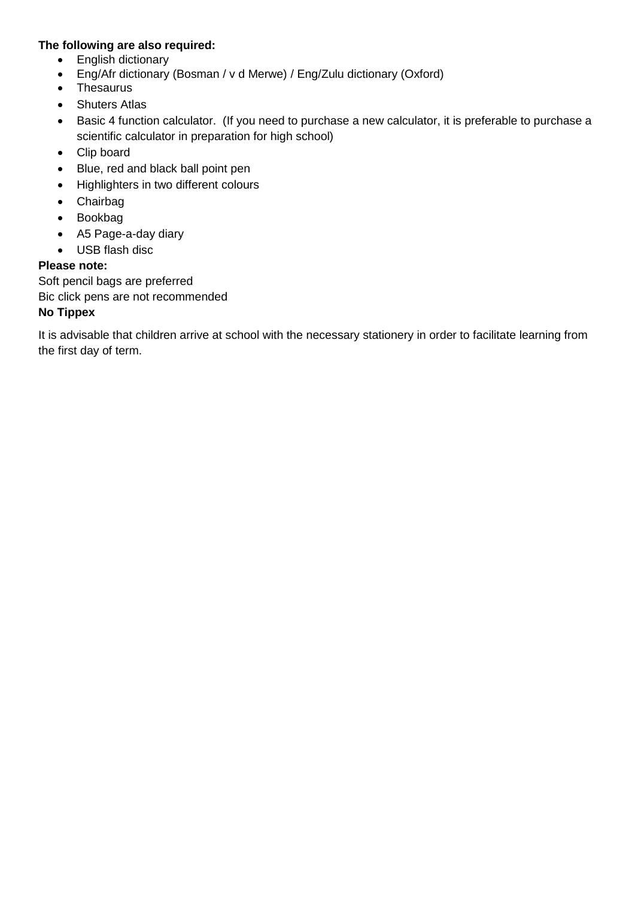**The following are also required:**

- English dictionary
- Eng/Afr dictionary (Bosman / v d Merwe) / Eng/Zulu dictionary (Oxford)
- Thesaurus
- Shuters Atlas
- Basic 4 function calculator. (If you need to purchase a new calculator, it is preferable to purchase a scientific calculator in preparation for high school)
- Clip board
- Blue, red and black ball point pen
- Highlighters in two different colours
- Chairbag
- Bookbag
- A5 Page-a-day diary
- USB flash disc

**Please note:**

Soft pencil bags are preferred

Bic click pens are not recommended

**No Tippex**

It is advisable that children arrive at school with the necessary stationery in order to facilitate learning from the first day of term.